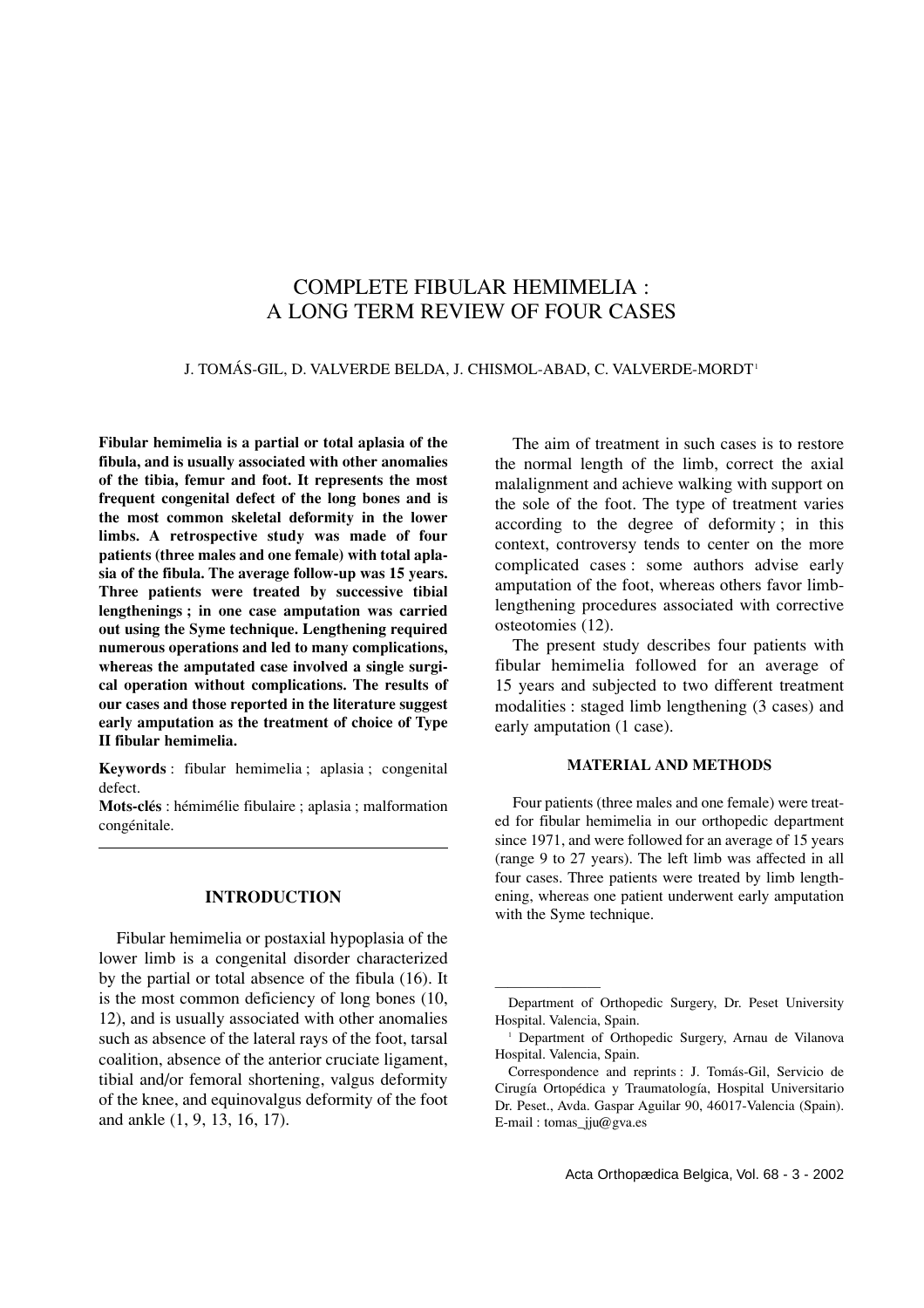# COMPLETE FIBULAR HEMIMELIA : A LONG TERM REVIEW OF FOUR CASES

J. TOMÁS-GIL, D. VALVERDE BELDA, J. CHISMOL-ABAD, C. VALVERDE-MORDT[1]

**Fibular hemimelia is a partial or total aplasia of the fibula, and is usually associated with other anomalies of the tibia, femur and foot. It represents the most frequent congenital defect of the long bones and is the most common skeletal deformity in the lower limbs. A retrospective study was made of four patients (three males and one female) with total aplasia of the fibula. The average follow-up was 15 years. Three patients were treated by successive tibial lengthenings ; in one case amputation was carried out using the Syme technique. Lengthening required numerous operations and led to many complications, whereas the amputated case involved a single surgical operation without complications. The results of our cases and those reported in the literature suggest early amputation as the treatment of choice of Type II fibular hemimelia.**

**Keywords** : fibular hemimelia ; aplasia ; congenital defect.

**Mots-clés** : hémimélie fibulaire ; aplasia ; malformation congénitale.

## INTRODUCTION

Fibular hemimelia or postaxial hypoplasia of the lower limb is a congenital disorder characterized by the partial or total absence of the fibula (16). It is the most common deficiency of long bones (10, 12), and is usually associated with other anomalies such as absence of the lateral rays of the foot, tarsal coalition, absence of the anterior cruciate ligament, tibial and/or femoral shortening, valgus deformity of the knee, and equinovalgus deformity of the foot and ankle (1, 9, 13, 16, 17).

The aim of treatment in such cases is to restore the normal length of the limb, correct the axial malalignment and achieve walking with support on the sole of the foot. The type of treatment varies according to the degree of deformity ; in this context, controversy tends to center on the more complicated cases : some authors advise early amputation of the foot, whereas others favor limb-lengthening procedures associated with corrective osteotomies (12).

The present study describes four patients with fibular hemimelia followed for an average of 15 years and subjected to two different treatment modalities : staged limb lengthening (3 cases) and early amputation (1 case).

## MATERIAL AND METHODS

Four patients (three males and one female) were treated for fibular hemimelia in our orthopedic department since 1971, and were followed for an average of 15 years (range 9 to 27 years). The left limb was affected in all four cases. Three patients were treated by limb lengthening, whereas one patient underwent early amputation with the Syme technique.

---

Department of Orthopedic Surgery, Dr. Peset University Hospital. Valencia, Spain.

[1] Department of Orthopedic Surgery, Arnau de Vilanova Hospital. Valencia, Spain.

Correspondence and reprints : J. Tomás-Gil, Servicio de Cirugía Ortopédica y Traumatología, Hospital Universitario Dr. Peset., Avda. Gaspar Aguilar 90, 46017-Valencia (Spain). E-mail : tomas_jju@gva.es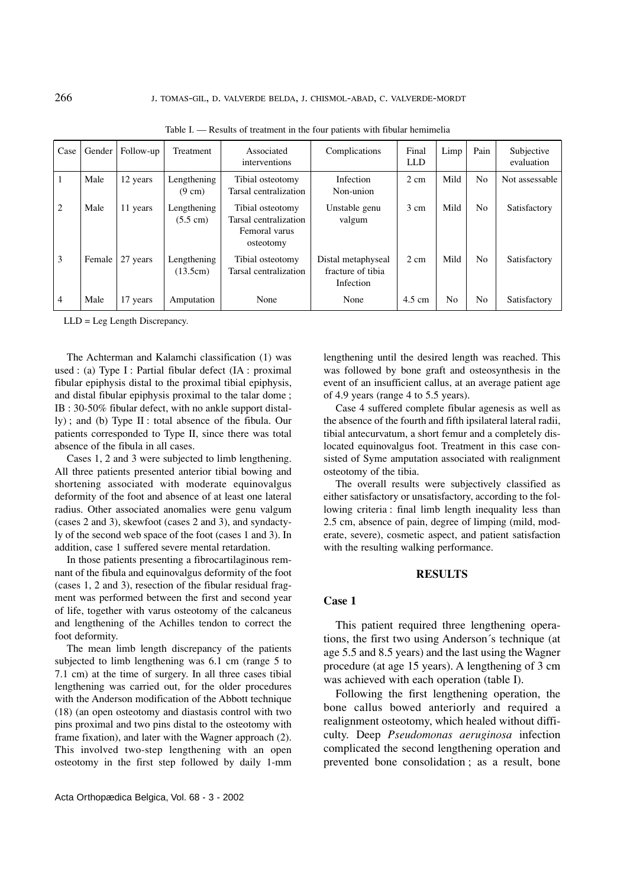Table I. — Results of treatment in the four patients with fibular hemimelia

| Case | Gender | Follow-up | Treatment | Associated interventions | Complications | Final LLD | Limp | Pain | Subjective evaluation |
|---|---|---|---|---|---|---|---|---|---|
| 1 | Male | 12 years | Lengthening (9 cm) | Tibial osteotomy Tarsal centralization | Infection Non-union | 2 cm | Mild | No | Not assessable |
| 2 | Male | 11 years | Lengthening (5.5 cm) | Tibial osteotomy Tarsal centralization Femoral varus osteotomy | Unstable genu valgum | 3 cm | Mild | No | Satisfactory |
| 3 | Female | 27 years | Lengthening (13.5cm) | Tibial osteotomy Tarsal centralization | Distal metaphyseal fracture of tibia Infection | 2 cm | Mild | No | Satisfactory |
| 4 | Male | 17 years | Amputation | None | None | 4.5 cm | No | No | Satisfactory |

LLD = Leg Length Discrepancy.

The Achterman and Kalamchi classification (1) was used : (a) Type I : Partial fibular defect (IA : proximal fibular epiphysis distal to the proximal tibial epiphysis, and distal fibular epiphysis proximal to the talar dome ; IB : 30-50% fibular defect, with no ankle support distally) ; and (b) Type II : total absence of the fibula. Our patients corresponded to Type II, since there was total absence of the fibula in all cases.

Cases 1, 2 and 3 were subjected to limb lengthening. All three patients presented anterior tibial bowing and shortening associated with moderate equinovalgus deformity of the foot and absence of at least one lateral radius. Other associated anomalies were genu valgum (cases 2 and 3), skewfoot (cases 2 and 3), and syndactyly of the second web space of the foot (cases 1 and 3). In addition, case 1 suffered severe mental retardation.

In those patients presenting a fibrocartilaginous remnant of the fibula and equinovalgus deformity of the foot (cases 1, 2 and 3), resection of the fibular residual fragment was performed between the first and second year of life, together with varus osteotomy of the calcaneus and lengthening of the Achilles tendon to correct the foot deformity.

The mean limb length discrepancy of the patients subjected to limb lengthening was 6.1 cm (range 5 to 7.1 cm) at the time of surgery. In all three cases tibial lengthening was carried out, for the older procedures with the Anderson modification of the Abbott technique (18) (an open osteotomy and diastasis control with two pins proximal and two pins distal to the osteotomy with frame fixation), and later with the Wagner approach (2). This involved two-step lengthening with an open osteotomy in the first step followed by daily 1-mm lengthening until the desired length was reached. This was followed by bone graft and osteosynthesis in the event of an insufficient callus, at an average patient age of 4.9 years (range 4 to 5.5 years).

Case 4 suffered complete fibular agenesis as well as the absence of the fourth and fifth ipsilateral lateral radii, tibial antecurvatum, a short femur and a completely dislocated equinovalgus foot. Treatment in this case consisted of Syme amputation associated with realignment osteotomy of the tibia.

The overall results were subjectively classified as either satisfactory or unsatisfactory, according to the following criteria : final limb length inequality less than 2.5 cm, absence of pain, degree of limping (mild, moderate, severe), cosmetic aspect, and patient satisfaction with the resulting walking performance.

## RESULTS

### Case 1

This patient required three lengthening operations, the first two using Anderson´s technique (at age 5.5 and 8.5 years) and the last using the Wagner procedure (at age 15 years). A lengthening of 3 cm was achieved with each operation (table I).

Following the first lengthening operation, the bone callus bowed anteriorly and required a realignment osteotomy, which healed without difficulty. Deep *Pseudomonas aeruginosa* infection complicated the second lengthening operation and prevented bone consolidation ; as a result, bone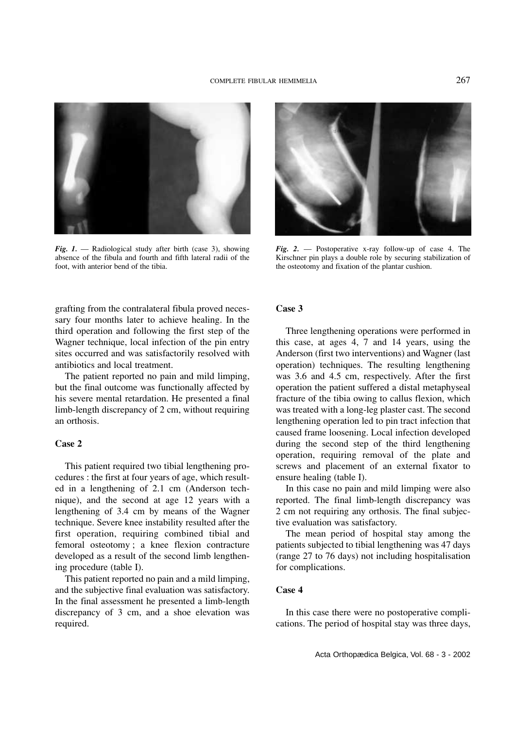*Fig. 1.* — Radiological study after birth (case 3), showing absence of the fibula and fourth and fifth lateral radii of the foot, with anterior bend of the tibia.

*Fig. 2.* — Postoperative x-ray follow-up of case 4. The Kirschner pin plays a double role by securing stabilization of the osteotomy and fixation of the plantar cushion.

grafting from the contralateral fibula proved necessary four months later to achieve healing. In the third operation and following the first step of the Wagner technique, local infection of the pin entry sites occurred and was satisfactorily resolved with antibiotics and local treatment.

The patient reported no pain and mild limping, but the final outcome was functionally affected by his severe mental retardation. He presented a final limb-length discrepancy of 2 cm, without requiring an orthosis.

**Case 2**

This patient required two tibial lengthening procedures : the first at four years of age, which resulted in a lengthening of 2.1 cm (Anderson technique), and the second at age 12 years with a lengthening of 3.4 cm by means of the Wagner technique. Severe knee instability resulted after the first operation, requiring combined tibial and femoral osteotomy ; a knee flexion contracture developed as a result of the second limb lengthening procedure (table I).

This patient reported no pain and a mild limping, and the subjective final evaluation was satisfactory. In the final assessment he presented a limb-length discrepancy of 3 cm, and a shoe elevation was required.

**Case 3**

Three lengthening operations were performed in this case, at ages 4, 7 and 14 years, using the Anderson (first two interventions) and Wagner (last operation) techniques. The resulting lengthening was 3.6 and 4.5 cm, respectively. After the first operation the patient suffered a distal metaphyseal fracture of the tibia owing to callus flexion, which was treated with a long-leg plaster cast. The second lengthening operation led to pin tract infection that caused frame loosening. Local infection developed during the second step of the third lengthening operation, requiring removal of the plate and screws and placement of an external fixator to ensure healing (table I).

In this case no pain and mild limping were also reported. The final limb-length discrepancy was 2 cm not requiring any orthosis. The final subjective evaluation was satisfactory.

The mean period of hospital stay among the patients subjected to tibial lengthening was 47 days (range 27 to 76 days) not including hospitalisation for complications.

**Case 4**

In this case there were no postoperative complications. The period of hospital stay was three days,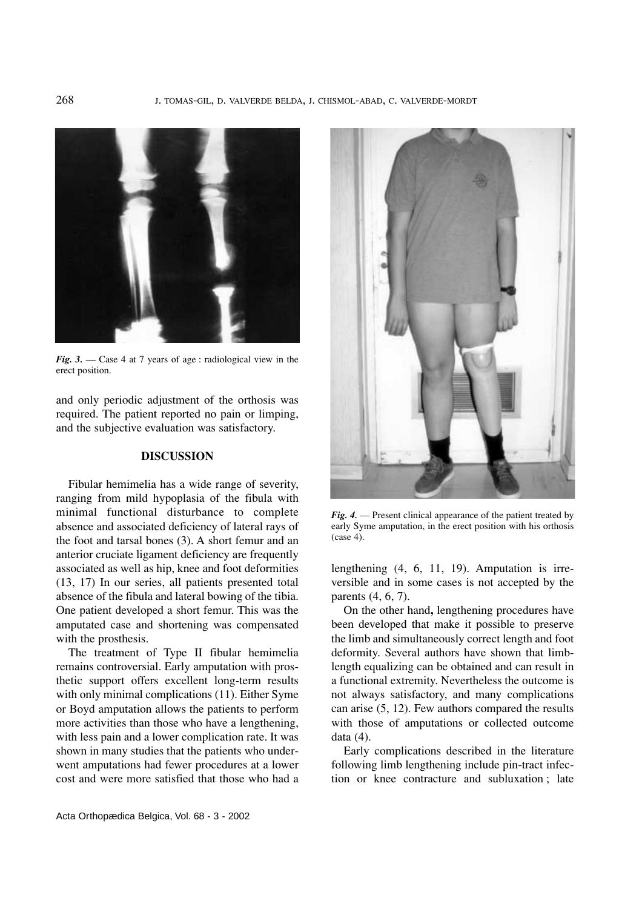*Fig. 3.* — Case 4 at 7 years of age : radiological view in the erect position.

and only periodic adjustment of the orthosis was required. The patient reported no pain or limping, and the subjective evaluation was satisfactory.

## DISCUSSION

Fibular hemimelia has a wide range of severity, ranging from mild hypoplasia of the fibula with minimal functional disturbance to complete absence and associated deficiency of lateral rays of the foot and tarsal bones (3). A short femur and an anterior cruciate ligament deficiency are frequently associated as well as hip, knee and foot deformities (13, 17) In our series, all patients presented total absence of the fibula and lateral bowing of the tibia. One patient developed a short femur. This was the amputated case and shortening was compensated with the prosthesis.

The treatment of Type II fibular hemimelia remains controversial. Early amputation with prosthetic support offers excellent long-term results with only minimal complications (11). Either Syme or Boyd amputation allows the patients to perform more activities than those who have a lengthening, with less pain and a lower complication rate. It was shown in many studies that the patients who underwent amputations had fewer procedures at a lower cost and were more satisfied that those who had a lengthening (4, 6, 11, 19). Amputation is irreversible and in some cases is not accepted by the parents (4, 6, 7).

*Fig. 4.* — Present clinical appearance of the patient treated by early Syme amputation, in the erect position with his orthosis (case 4).

On the other hand**,** lengthening procedures have been developed that make it possible to preserve the limb and simultaneously correct length and foot deformity. Several authors have shown that limb-length equalizing can be obtained and can result in a functional extremity. Nevertheless the outcome is not always satisfactory, and many complications can arise (5, 12). Few authors compared the results with those of amputations or collected outcome data (4).

Early complications described in the literature following limb lengthening include pin-tract infection or knee contracture and subluxation ; late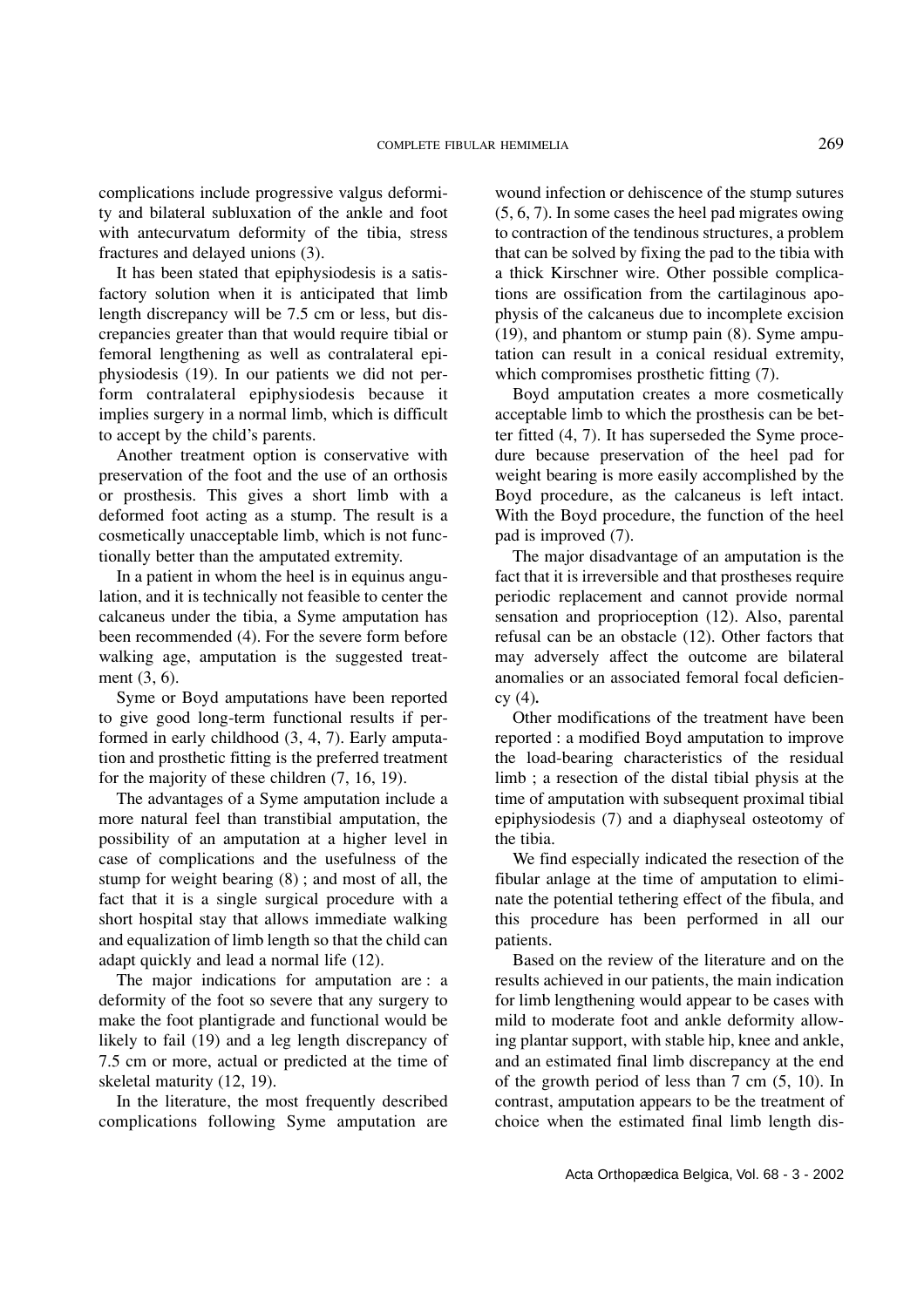complications include progressive valgus deformity and bilateral subluxation of the ankle and foot with antecurvatum deformity of the tibia, stress fractures and delayed unions (3).

It has been stated that epiphysiodesis is a satisfactory solution when it is anticipated that limb length discrepancy will be 7.5 cm or less, but discrepancies greater than that would require tibial or femoral lengthening as well as contralateral epiphysiodesis (19). In our patients we did not perform contralateral epiphysiodesis because it implies surgery in a normal limb, which is difficult to accept by the child's parents.

Another treatment option is conservative with preservation of the foot and the use of an orthosis or prosthesis. This gives a short limb with a deformed foot acting as a stump. The result is a cosmetically unacceptable limb, which is not functionally better than the amputated extremity.

In a patient in whom the heel is in equinus angulation, and it is technically not feasible to center the calcaneus under the tibia, a Syme amputation has been recommended (4). For the severe form before walking age, amputation is the suggested treatment (3, 6).

Syme or Boyd amputations have been reported to give good long-term functional results if performed in early childhood (3, 4, 7). Early amputation and prosthetic fitting is the preferred treatment for the majority of these children (7, 16, 19).

The advantages of a Syme amputation include a more natural feel than transtibial amputation, the possibility of an amputation at a higher level in case of complications and the usefulness of the stump for weight bearing (8) ; and most of all, the fact that it is a single surgical procedure with a short hospital stay that allows immediate walking and equalization of limb length so that the child can adapt quickly and lead a normal life (12).

The major indications for amputation are : a deformity of the foot so severe that any surgery to make the foot plantigrade and functional would be likely to fail (19) and a leg length discrepancy of 7.5 cm or more, actual or predicted at the time of skeletal maturity (12, 19).

In the literature, the most frequently described complications following Syme amputation are wound infection or dehiscence of the stump sutures (5, 6, 7). In some cases the heel pad migrates owing to contraction of the tendinous structures, a problem that can be solved by fixing the pad to the tibia with a thick Kirschner wire. Other possible complications are ossification from the cartilaginous apophysis of the calcaneus due to incomplete excision (19), and phantom or stump pain (8). Syme amputation can result in a conical residual extremity, which compromises prosthetic fitting (7).

Boyd amputation creates a more cosmetically acceptable limb to which the prosthesis can be better fitted (4, 7). It has superseded the Syme procedure because preservation of the heel pad for weight bearing is more easily accomplished by the Boyd procedure, as the calcaneus is left intact. With the Boyd procedure, the function of the heel pad is improved (7).

The major disadvantage of an amputation is the fact that it is irreversible and that prostheses require periodic replacement and cannot provide normal sensation and proprioception (12). Also, parental refusal can be an obstacle (12). Other factors that may adversely affect the outcome are bilateral anomalies or an associated femoral focal deficiency (4).

Other modifications of the treatment have been reported : a modified Boyd amputation to improve the load-bearing characteristics of the residual limb ; a resection of the distal tibial physis at the time of amputation with subsequent proximal tibial epiphysiodesis (7) and a diaphyseal osteotomy of the tibia.

We find especially indicated the resection of the fibular anlage at the time of amputation to eliminate the potential tethering effect of the fibula, and this procedure has been performed in all our patients.

Based on the review of the literature and on the results achieved in our patients, the main indication for limb lengthening would appear to be cases with mild to moderate foot and ankle deformity allowing plantar support, with stable hip, knee and ankle, and an estimated final limb discrepancy at the end of the growth period of less than 7 cm (5, 10). In contrast, amputation appears to be the treatment of choice when the estimated final limb length dis-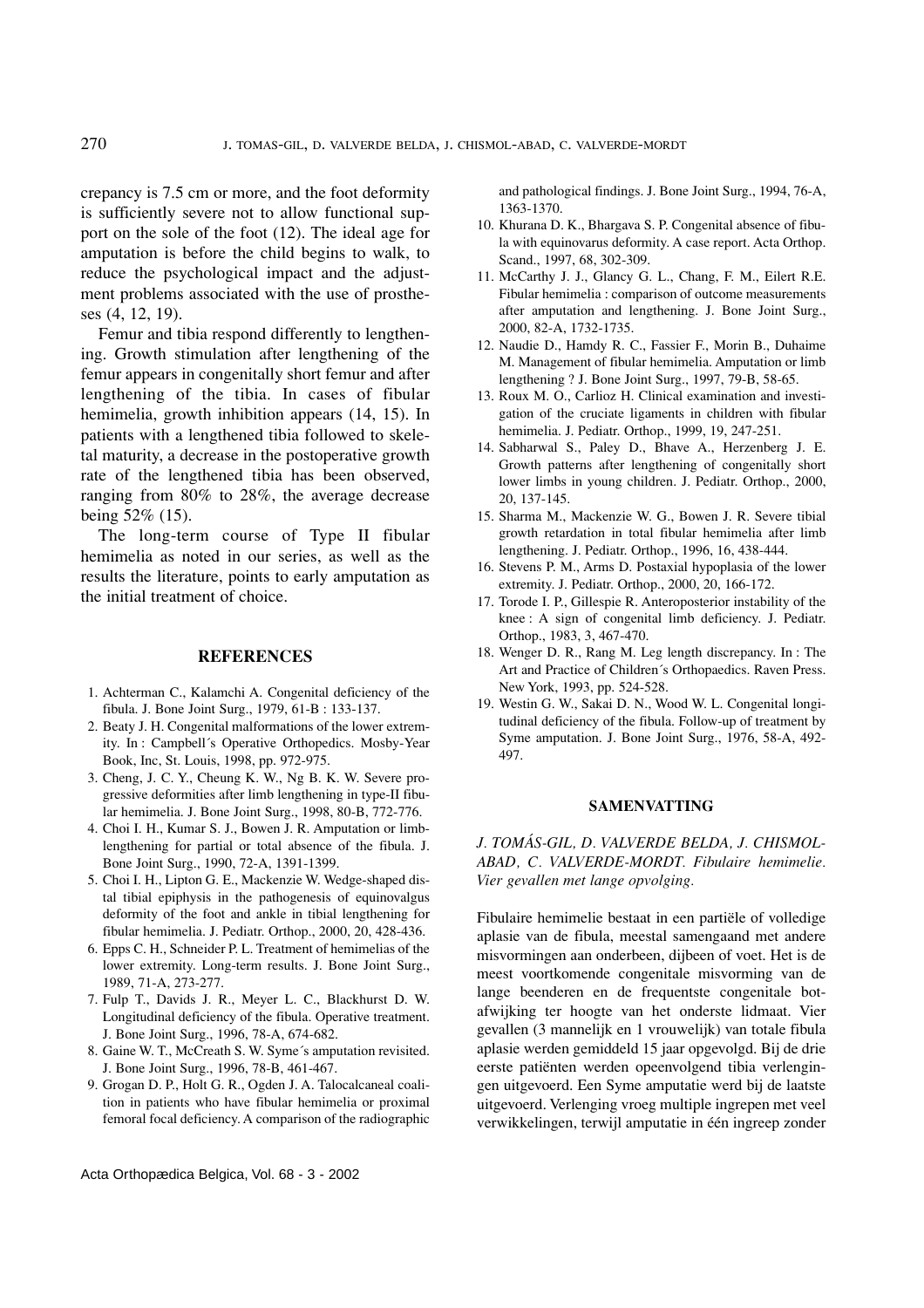crepancy is 7.5 cm or more, and the foot deformity is sufficiently severe not to allow functional support on the sole of the foot (12). The ideal age for amputation is before the child begins to walk, to reduce the psychological impact and the adjustment problems associated with the use of protheses (4, 12, 19).

Femur and tibia respond differently to lengthening. Growth stimulation after lengthening of the femur appears in congenitally short femur and after lengthening of the tibia. In cases of fibular hemimelia, growth inhibition appears (14, 15). In patients with a lengthened tibia followed to skeletal maturity, a decrease in the postoperative growth rate of the lengthened tibia has been observed, ranging from 80% to 28%, the average decrease being 52% (15).

The long-term course of Type II fibular hemimelia as noted in our series, as well as the results the literature, points to early amputation as the initial treatment of choice.

## REFERENCES

1. Achterman C., Kalamchi A. Congenital deficiency of the fibula. J. Bone Joint Surg., 1979, 61-B : 133-137.
2. Beaty J. H. Congenital malformations of the lower extremity. In : Campbell´s Operative Orthopedics. Mosby-Year Book, Inc, St. Louis, 1998, pp. 972-975.
3. Cheng, J. C. Y., Cheung K. W., Ng B. K. W. Severe progressive deformities after limb lengthening in type-II fibular hemimelia. J. Bone Joint Surg., 1998, 80-B, 772-776.
4. Choi I. H., Kumar S. J., Bowen J. R. Amputation or limblengthening for partial or total absence of the fibula. J. Bone Joint Surg., 1990, 72-A, 1391-1399.
5. Choi I. H., Lipton G. E., Mackenzie W. Wedge-shaped distal tibial epiphysis in the pathogenesis of equinovalgus deformity of the foot and ankle in tibial lengthening for fibular hemimelia. J. Pediatr. Orthop., 2000, 20, 428-436.
6. Epps C. H., Schneider P. L. Treatment of hemimelias of the lower extremity. Long-term results. J. Bone Joint Surg., 1989, 71-A, 273-277.
7. Fulp T., Davids J. R., Meyer L. C., Blackhurst D. W. Longitudinal deficiency of the fibula. Operative treatment. J. Bone Joint Surg., 1996, 78-A, 674-682.
8. Gaine W. T., McCreath S. W. Syme´s amputation revisited. J. Bone Joint Surg., 1996, 78-B, 461-467.
9. Grogan D. P., Holt G. R., Ogden J. A. Talocalcaneal coalition in patients who have fibular hemimelia or proximal femoral focal deficiency. A comparison of the radiographic and pathological findings. J. Bone Joint Surg., 1994, 76-A, 1363-1370.
10. Khurana D. K., Bhargava S. P. Congenital absence of fibula with equinovarus deformity. A case report. Acta Orthop. Scand., 1997, 68, 302-309.
11. McCarthy J. J., Glancy G. L., Chang, F. M., Eilert R.E. Fibular hemimelia : comparison of outcome measurements after amputation and lengthening. J. Bone Joint Surg., 2000, 82-A, 1732-1735.
12. Naudie D., Hamdy R. C., Fassier F., Morin B., Duhaime M. Management of fibular hemimelia. Amputation or limb lengthening ? J. Bone Joint Surg., 1997, 79-B, 58-65.
13. Roux M. O., Carlioz H. Clinical examination and investigation of the cruciate ligaments in children with fibular hemimelia. J. Pediatr. Orthop., 1999, 19, 247-251.
14. Sabharwal S., Paley D., Bhave A., Herzenberg J. E. Growth patterns after lengthening of congenitally short lower limbs in young children. J. Pediatr. Orthop., 2000, 20, 137-145.
15. Sharma M., Mackenzie W. G., Bowen J. R. Severe tibial growth retardation in total fibular hemimelia after limb lengthening. J. Pediatr. Orthop., 1996, 16, 438-444.
16. Stevens P. M., Arms D. Postaxial hypoplasia of the lower extremity. J. Pediatr. Orthop., 2000, 20, 166-172.
17. Torode I. P., Gillespie R. Anteroposterior instability of the knee : A sign of congenital limb deficiency. J. Pediatr. Orthop., 1983, 3, 467-470.
18. Wenger D. R., Rang M. Leg length discrepancy. In : The Art and Practice of Children´s Orthopaedics. Raven Press. New York, 1993, pp. 524-528.
19. Westin G. W., Sakai D. N., Wood W. L. Congenital longitudinal deficiency of the fibula. Follow-up of treatment by Syme amputation. J. Bone Joint Surg., 1976, 58-A, 492-497.

## SAMENVATTING

*J. TOMÁS-GIL, D. VALVERDE BELDA, J. CHISMOL-ABAD, C. VALVERDE-MORDT. Fibulaire hemimelie. Vier gevallen met lange opvolging.*

Fibulaire hemimelie bestaat in een partiële of volledige aplasie van de fibula, meestal samengaand met andere misvormingen aan onderbeen, dijbeen of voet. Het is de meest voortkomende congenitale misvorming van de lange beenderen en de frequentste congenitale botafwijking ter hoogte van het onderste lidmaat. Vier gevallen (3 mannelijk en 1 vrouwelijk) van totale fibula aplasie werden gemiddeld 15 jaar opgevolgd. Bij de drie eerste patiënten werden opeenvolgend tibia verlengingen uitgevoerd. Een Syme amputatie werd bij de laatste uitgevoerd. Verlenging vroeg multiple ingrepen met veel verwikkelingen, terwijl amputatie in één ingreep zonder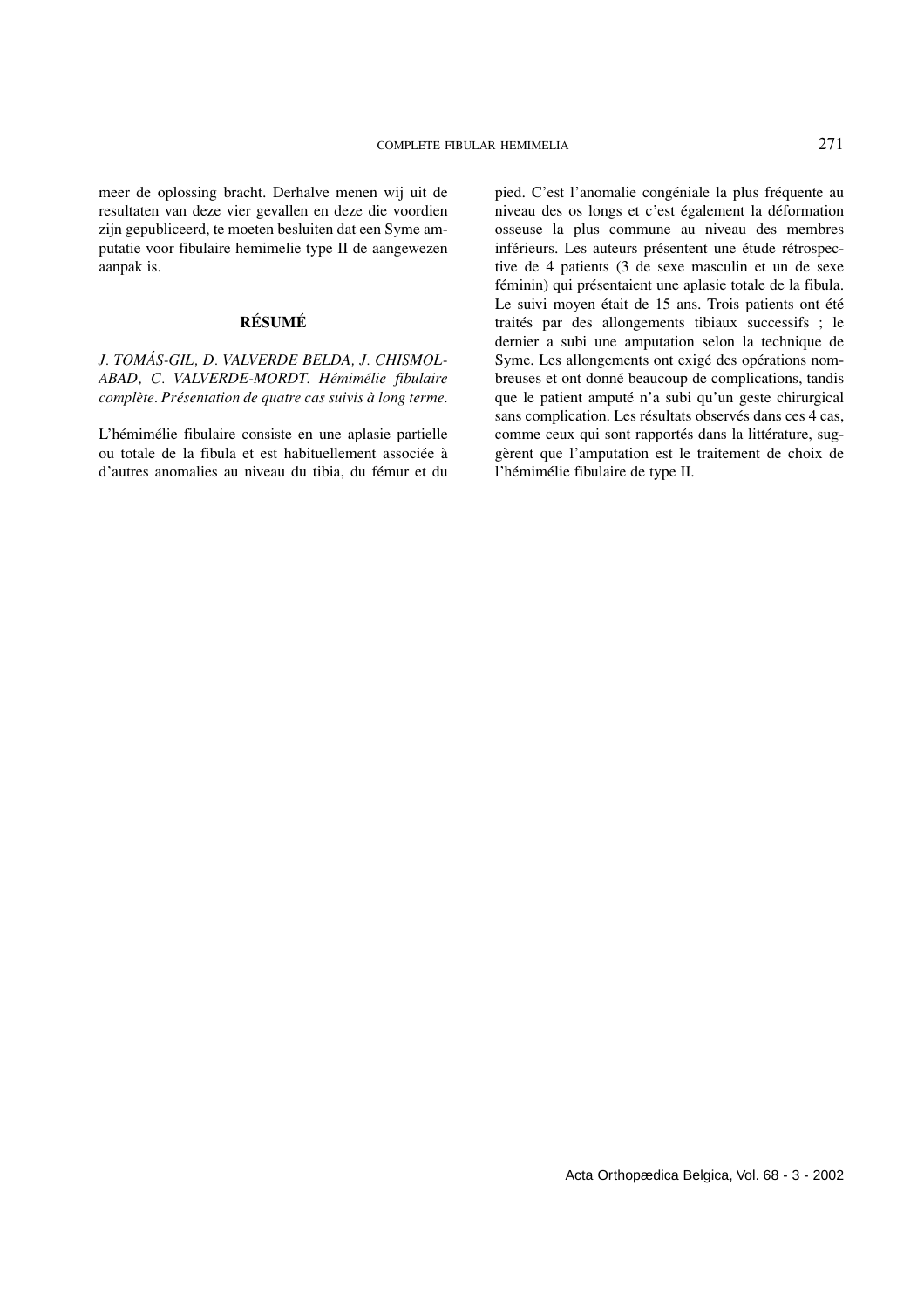meer de oplossing bracht. Derhalve menen wij uit de resultaten van deze vier gevallen en deze die voordien zijn gepubliceerd, te moeten besluiten dat een Syme amputatie voor fibulaire hemimelie type II de aangewezen aanpak is.

## RÉSUMÉ

*J. TOMÁS-GIL, D. VALVERDE BELDA, J. CHISMOL-ABAD, C. VALVERDE-MORDT. Hémimélie fibulaire complète. Présentation de quatre cas suivis à long terme.*

L'hémimélie fibulaire consiste en une aplasie partielle ou totale de la fibula et est habituellement associée à d'autres anomalies au niveau du tibia, du fémur et du pied. C'est l'anomalie congéniale la plus fréquente au niveau des os longs et c'est également la déformation osseuse la plus commune au niveau des membres inférieurs. Les auteurs présentent une étude rétrospective de 4 patients (3 de sexe masculin et un de sexe féminin) qui présentaient une aplasie totale de la fibula. Le suivi moyen était de 15 ans. Trois patients ont été traités par des allongements tibiaux successifs ; le dernier a subi une amputation selon la technique de Syme. Les allongements ont exigé des opérations nombreuses et ont donné beaucoup de complications, tandis que le patient amputé n'a subi qu'un geste chirurgical sans complication. Les résultats observés dans ces 4 cas, comme ceux qui sont rapportés dans la littérature, suggèrent que l'amputation est le traitement de choix de l'hémimélie fibulaire de type II.